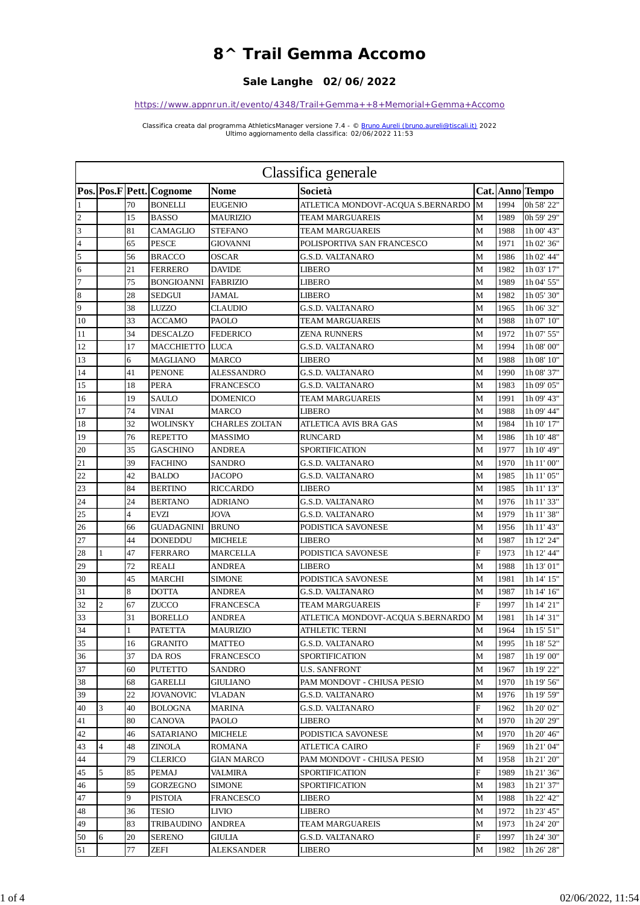# 8^ Trail Gemma Accomo

### Sale Langhe 02/06/2022

https://www.appnrun.it/evento/4348/Trail+Gemma++8+Memorial+Gemma+Accomo

Classifica creata dal programma AthleticsManager versione 7.4 - © Bruno Aureli (bruno.aureli@tiscali.it) 2022
Ultimo aggiornamento della classifica: 02/06/2022 11:53

## Classifica generale

| Pos. | Pos.F | Pett. | Cognome | Nome | Società | Cat. | Anno | Tempo |
|---|---|---|---|---|---|---|---|---|
| 1 | | 70 | BONELLI | EUGENIO | ATLETICA MONDOVI'-ACQUA S.BERNARDO | M | 1994 | 0h 58' 22" |
| 2 | | 15 | BASSO | MAURIZIO | TEAM MARGUAREIS | M | 1989 | 0h 59' 29" |
| 3 | | 81 | CAMAGLIO | STEFANO | TEAM MARGUAREIS | M | 1988 | 1h 00' 43" |
| 4 | | 65 | PESCE | GIOVANNI | POLISPORTIVA SAN FRANCESCO | M | 1971 | 1h 02' 36" |
| 5 | | 56 | BRACCO | OSCAR | G.S.D. VALTANARO | M | 1986 | 1h 02' 44" |
| 6 | | 21 | FERRERO | DAVIDE | LIBERO | M | 1982 | 1h 03' 17" |
| 7 | | 75 | BONGIOANNI | FABRIZIO | LIBERO | M | 1989 | 1h 04' 55" |
| 8 | | 28 | SEDGUI | JAMAL | LIBERO | M | 1982 | 1h 05' 30" |
| 9 | | 38 | LUZZO | CLAUDIO | G.S.D. VALTANARO | M | 1965 | 1h 06' 32" |
| 10 | | 33 | ACCAMO | PAOLO | TEAM MARGUAREIS | M | 1988 | 1h 07' 10" |
| 11 | | 34 | DESCALZO | FEDERICO | ZENA RUNNERS | M | 1972 | 1h 07' 55" |
| 12 | | 17 | MACCHIETTO | LUCA | G.S.D. VALTANARO | M | 1994 | 1h 08' 00" |
| 13 | | 6 | MAGLIANO | MARCO | LIBERO | M | 1988 | 1h 08' 10" |
| 14 | | 41 | PENONE | ALESSANDRO | G.S.D. VALTANARO | M | 1990 | 1h 08' 37" |
| 15 | | 18 | PERA | FRANCESCO | G.S.D. VALTANARO | M | 1983 | 1h 09' 05" |
| 16 | | 19 | SAULO | DOMENICO | TEAM MARGUAREIS | M | 1991 | 1h 09' 43" |
| 17 | | 74 | VINAI | MARCO | LIBERO | M | 1988 | 1h 09' 44" |
| 18 | | 32 | WOLINSKY | CHARLES ZOLTAN | ATLETICA AVIS BRA GAS | M | 1984 | 1h 10' 17" |
| 19 | | 76 | REPETTO | MASSIMO | RUNCARD | M | 1986 | 1h 10' 48" |
| 20 | | 35 | GASCHINO | ANDREA | SPORTIFICATION | M | 1977 | 1h 10' 49" |
| 21 | | 39 | FACHINO | SANDRO | G.S.D. VALTANARO | M | 1970 | 1h 11' 00" |
| 22 | | 42 | BALDO | JACOPO | G.S.D. VALTANARO | M | 1985 | 1h 11' 05" |
| 23 | | 84 | BERTINO | RICCARDO | LIBERO | M | 1985 | 1h 11' 13" |
| 24 | | 24 | BERTANO | ADRIANO | G.S.D. VALTANARO | M | 1976 | 1h 11' 33" |
| 25 | | 4 | EVZI | JOVA | G.S.D. VALTANARO | M | 1979 | 1h 11' 38" |
| 26 | | 66 | GUADAGNINI | BRUNO | PODISTICA SAVONESE | M | 1956 | 1h 11' 43" |
| 27 | | 44 | DONEDDU | MICHELE | LIBERO | M | 1987 | 1h 12' 24" |
| 28 | 1 | 47 | FERRARO | MARCELLA | PODISTICA SAVONESE | F | 1973 | 1h 12' 44" |
| 29 | | 72 | REALI | ANDREA | LIBERO | M | 1988 | 1h 13' 01" |
| 30 | | 45 | MARCHI | SIMONE | PODISTICA SAVONESE | M | 1981 | 1h 14' 15" |
| 31 | | 8 | DOTTA | ANDREA | G.S.D. VALTANARO | M | 1987 | 1h 14' 16" |
| 32 | 2 | 67 | ZUCCO | FRANCESCA | TEAM MARGUAREIS | F | 1997 | 1h 14' 21" |
| 33 | | 31 | BORELLO | ANDREA | ATLETICA MONDOVI'-ACQUA S.BERNARDO | M | 1981 | 1h 14' 31" |
| 34 | | 1 | PATETTA | MAURIZIO | ATHLETIC TERNI | M | 1964 | 1h 15' 51" |
| 35 | | 16 | GRANITO | MATTEO | G.S.D. VALTANARO | M | 1995 | 1h 18' 52" |
| 36 | | 37 | DA ROS | FRANCESCO | SPORTIFICATION | M | 1987 | 1h 19' 00" |
| 37 | | 60 | PUTETTO | SANDRO | U.S. SANFRONT | M | 1967 | 1h 19' 22" |
| 38 | | 68 | GARELLI | GIULIANO | PAM MONDOVI' - CHIUSA PESIO | M | 1970 | 1h 19' 56" |
| 39 | | 22 | JOVANOVIC | VLADAN | G.S.D. VALTANARO | M | 1976 | 1h 19' 59" |
| 40 | 3 | 40 | BOLOGNA | MARINA | G.S.D. VALTANARO | F | 1962 | 1h 20' 02" |
| 41 | | 80 | CANOVA | PAOLO | LIBERO | M | 1970 | 1h 20' 29" |
| 42 | | 46 | SATARIANO | MICHELE | PODISTICA SAVONESE | M | 1970 | 1h 20' 46" |
| 43 | 4 | 48 | ZINOLA | ROMANA | ATLETICA CAIRO | F | 1969 | 1h 21' 04" |
| 44 | | 79 | CLERICO | GIAN MARCO | PAM MONDOVI' - CHIUSA PESIO | M | 1958 | 1h 21' 20" |
| 45 | 5 | 85 | PEMAJ | VALMIRA | SPORTIFICATION | F | 1989 | 1h 21' 36" |
| 46 | | 59 | GORZEGNO | SIMONE | SPORTIFICATION | M | 1983 | 1h 21' 37" |
| 47 | | 9 | PISTOIA | FRANCESCO | LIBERO | M | 1988 | 1h 22' 42" |
| 48 | | 36 | TESIO | LIVIO | LIBERO | M | 1972 | 1h 23' 45" |
| 49 | | 83 | TRIBAUDINO | ANDREA | TEAM MARGUAREIS | M | 1973 | 1h 24' 20" |
| 50 | 6 | 20 | SERENO | GIULIA | G.S.D. VALTANARO | F | 1997 | 1h 24' 30" |
| 51 | | 77 | ZEFI | ALEKSANDER | LIBERO | M | 1982 | 1h 26' 28" |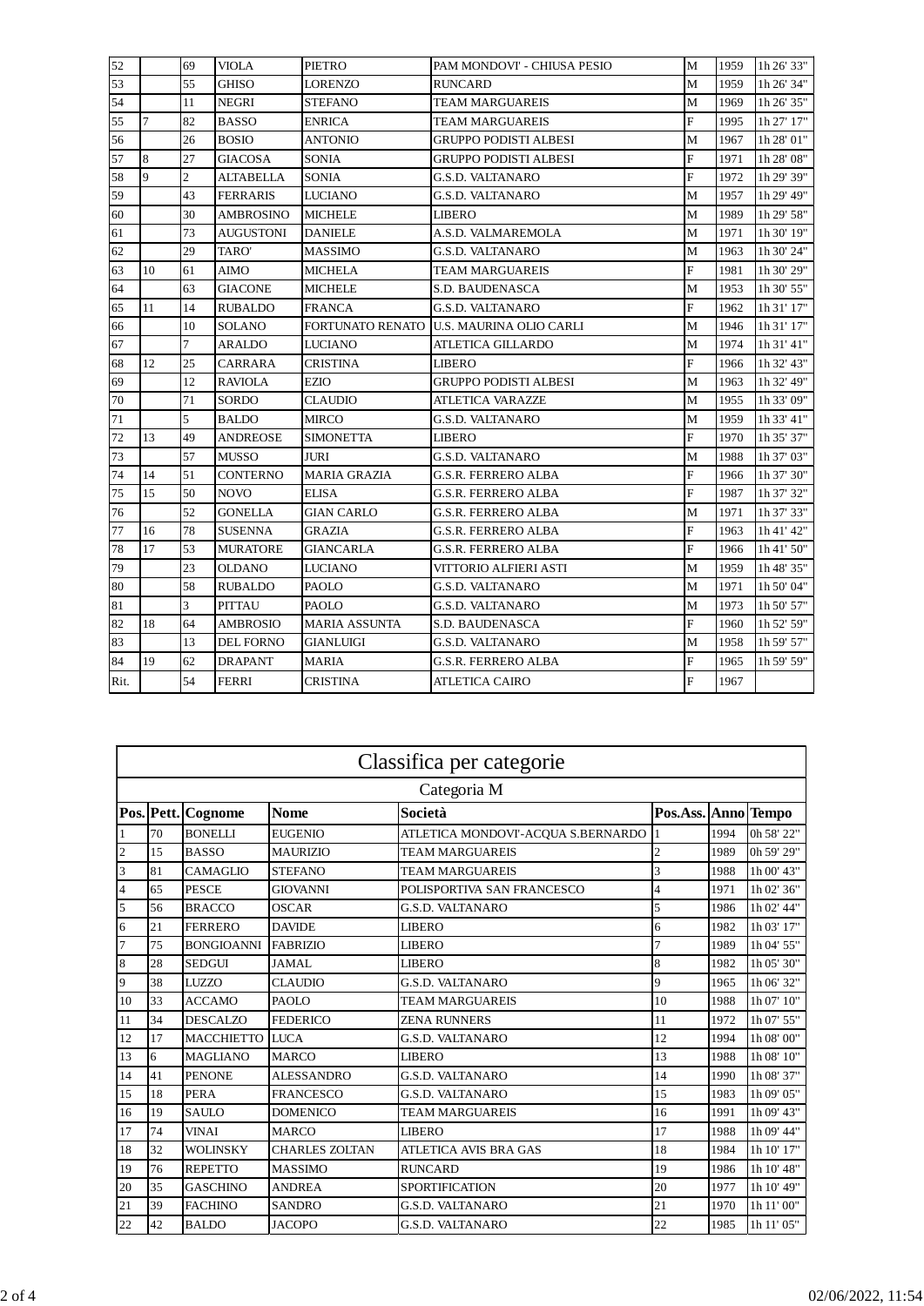| 52 | | 69 | VIOLA | PIETRO | PAM MONDOVI' - CHIUSA PESIO | M | 1959 | 1h 26' 33" |
|---|---|---|---|---|---|---|---|---|
| 53 | | 55 | GHISO | LORENZO | RUNCARD | M | 1959 | 1h 26' 34" |
| 54 | | 11 | NEGRI | STEFANO | TEAM MARGUAREIS | M | 1969 | 1h 26' 35" |
| 55 | 7 | 82 | BASSO | ENRICA | TEAM MARGUAREIS | F | 1995 | 1h 27' 17" |
| 56 | | 26 | BOSIO | ANTONIO | GRUPPO PODISTI ALBESI | M | 1967 | 1h 28' 01" |
| 57 | 8 | 27 | GIACOSA | SONIA | GRUPPO PODISTI ALBESI | F | 1971 | 1h 28' 08" |
| 58 | 9 | 2 | ALTABELLA | SONIA | G.S.D. VALTANARO | F | 1972 | 1h 29' 39" |
| 59 | | 43 | FERRARIS | LUCIANO | G.S.D. VALTANARO | M | 1957 | 1h 29' 49" |
| 60 | | 30 | AMBROSINO | MICHELE | LIBERO | M | 1989 | 1h 29' 58" |
| 61 | | 73 | AUGUSTONI | DANIELE | A.S.D. VALMAREMOLA | M | 1971 | 1h 30' 19" |
| 62 | | 29 | TARO' | MASSIMO | G.S.D. VALTANARO | M | 1963 | 1h 30' 24" |
| 63 | 10 | 61 | AIMO | MICHELA | TEAM MARGUAREIS | F | 1981 | 1h 30' 29" |
| 64 | | 63 | GIACONE | MICHELE | S.D. BAUDENASCA | M | 1953 | 1h 30' 55" |
| 65 | 11 | 14 | RUBALDO | FRANCA | G.S.D. VALTANARO | F | 1962 | 1h 31' 17" |
| 66 | | 10 | SOLANO | FORTUNATO RENATO | U.S. MAURINA OLIO CARLI | M | 1946 | 1h 31' 17" |
| 67 | | 7 | ARALDO | LUCIANO | ATLETICA GILLARDO | M | 1974 | 1h 31' 41" |
| 68 | 12 | 25 | CARRARA | CRISTINA | LIBERO | F | 1966 | 1h 32' 43" |
| 69 | | 12 | RAVIOLA | EZIO | GRUPPO PODISTI ALBESI | M | 1963 | 1h 32' 49" |
| 70 | | 71 | SORDO | CLAUDIO | ATLETICA VARAZZE | M | 1955 | 1h 33' 09" |
| 71 | | 5 | BALDO | MIRCO | G.S.D. VALTANARO | M | 1959 | 1h 33' 41" |
| 72 | 13 | 49 | ANDREOSE | SIMONETTA | LIBERO | F | 1970 | 1h 35' 37" |
| 73 | | 57 | MUSSO | JURI | G.S.D. VALTANARO | M | 1988 | 1h 37' 03" |
| 74 | 14 | 51 | CONTERNO | MARIA GRAZIA | G.S.R. FERRERO ALBA | F | 1966 | 1h 37' 30" |
| 75 | 15 | 50 | NOVO | ELISA | G.S.R. FERRERO ALBA | F | 1987 | 1h 37' 32" |
| 76 | | 52 | GONELLA | GIAN CARLO | G.S.R. FERRERO ALBA | M | 1971 | 1h 37' 33" |
| 77 | 16 | 78 | SUSENNA | GRAZIA | G.S.R. FERRERO ALBA | F | 1963 | 1h 41' 42" |
| 78 | 17 | 53 | MURATORE | GIANCARLA | G.S.R. FERRERO ALBA | F | 1966 | 1h 41' 50" |
| 79 | | 23 | OLDANO | LUCIANO | VITTORIO ALFIERI ASTI | M | 1959 | 1h 48' 35" |
| 80 | | 58 | RUBALDO | PAOLO | G.S.D. VALTANARO | M | 1971 | 1h 50' 04" |
| 81 | | 3 | PITTAU | PAOLO | G.S.D. VALTANARO | M | 1973 | 1h 50' 57" |
| 82 | 18 | 64 | AMBROSIO | MARIA ASSUNTA | S.D. BAUDENASCA | F | 1960 | 1h 52' 59" |
| 83 | | 13 | DEL FORNO | GIANLUIGI | G.S.D. VALTANARO | M | 1958 | 1h 59' 57" |
| 84 | 19 | 62 | DRAPANT | MARIA | G.S.R. FERRERO ALBA | F | 1965 | 1h 59' 59" |
| Rit. | | 54 | FERRI | CRISTINA | ATLETICA CAIRO | F | 1967 | |

## Classifica per categorie

### Categoria M

| Pos. | Pett. | Cognome | Nome | Società | Pos.Ass. | Anno | Tempo |
|---|---|---|---|---|---|---|---|
| 1 | 70 | BONELLI | EUGENIO | ATLETICA MONDOVI'-ACQUA S.BERNARDO | 1 | 1994 | 0h 58' 22" |
| 2 | 15 | BASSO | MAURIZIO | TEAM MARGUAREIS | 2 | 1989 | 0h 59' 29" |
| 3 | 81 | CAMAGLIO | STEFANO | TEAM MARGUAREIS | 3 | 1988 | 1h 00' 43" |
| 4 | 65 | PESCE | GIOVANNI | POLISPORTIVA SAN FRANCESCO | 4 | 1971 | 1h 02' 36" |
| 5 | 56 | BRACCO | OSCAR | G.S.D. VALTANARO | 5 | 1986 | 1h 02' 44" |
| 6 | 21 | FERRERO | DAVIDE | LIBERO | 6 | 1982 | 1h 03' 17" |
| 7 | 75 | BONGIOANNI | FABRIZIO | LIBERO | 7 | 1989 | 1h 04' 55" |
| 8 | 28 | SEDGUI | JAMAL | LIBERO | 8 | 1982 | 1h 05' 30" |
| 9 | 38 | LUZZO | CLAUDIO | G.S.D. VALTANARO | 9 | 1965 | 1h 06' 32" |
| 10 | 33 | ACCAMO | PAOLO | TEAM MARGUAREIS | 10 | 1988 | 1h 07' 10" |
| 11 | 34 | DESCALZO | FEDERICO | ZENA RUNNERS | 11 | 1972 | 1h 07' 55" |
| 12 | 17 | MACCHIETTO | LUCA | G.S.D. VALTANARO | 12 | 1994 | 1h 08' 00" |
| 13 | 6 | MAGLIANO | MARCO | LIBERO | 13 | 1988 | 1h 08' 10" |
| 14 | 41 | PENONE | ALESSANDRO | G.S.D. VALTANARO | 14 | 1990 | 1h 08' 37" |
| 15 | 18 | PERA | FRANCESCO | G.S.D. VALTANARO | 15 | 1983 | 1h 09' 05" |
| 16 | 19 | SAULO | DOMENICO | TEAM MARGUAREIS | 16 | 1991 | 1h 09' 43" |
| 17 | 74 | VINAI | MARCO | LIBERO | 17 | 1988 | 1h 09' 44" |
| 18 | 32 | WOLINSKY | CHARLES ZOLTAN | ATLETICA AVIS BRA GAS | 18 | 1984 | 1h 10' 17" |
| 19 | 76 | REPETTO | MASSIMO | RUNCARD | 19 | 1986 | 1h 10' 48" |
| 20 | 35 | GASCHINO | ANDREA | SPORTIFICATION | 20 | 1977 | 1h 10' 49" |
| 21 | 39 | FACHINO | SANDRO | G.S.D. VALTANARO | 21 | 1970 | 1h 11' 00" |
| 22 | 42 | BALDO | JACOPO | G.S.D. VALTANARO | 22 | 1985 | 1h 11' 05" |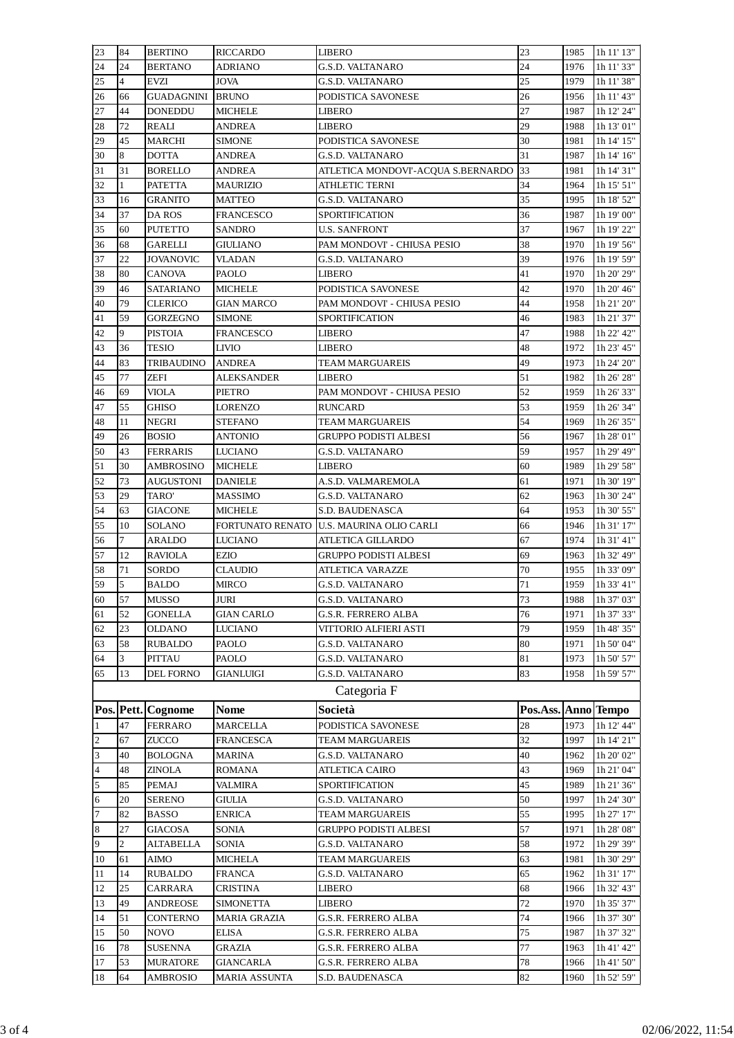| | | | | | | | |
|---|---|---|---|---|---|---|---|
| 23 | 84 | BERTINO | RICCARDO | LIBERO | 23 | 1985 | 1h 11' 13" |
| 24 | 24 | BERTANO | ADRIANO | G.S.D. VALTANARO | 24 | 1976 | 1h 11' 33" |
| 25 | 4 | EVZI | JOVA | G.S.D. VALTANARO | 25 | 1979 | 1h 11' 38" |
| 26 | 66 | GUADAGNINI | BRUNO | PODISTICA SAVONESE | 26 | 1956 | 1h 11' 43" |
| 27 | 44 | DONEDDU | MICHELE | LIBERO | 27 | 1987 | 1h 12' 24" |
| 28 | 72 | REALI | ANDREA | LIBERO | 29 | 1988 | 1h 13' 01" |
| 29 | 45 | MARCHI | SIMONE | PODISTICA SAVONESE | 30 | 1981 | 1h 14' 15" |
| 30 | 8 | DOTTA | ANDREA | G.S.D. VALTANARO | 31 | 1987 | 1h 14' 16" |
| 31 | 31 | BORELLO | ANDREA | ATLETICA MONDOVI'-ACQUA S.BERNARDO | 33 | 1981 | 1h 14' 31" |
| 32 | 1 | PATETTA | MAURIZIO | ATHLETIC TERNI | 34 | 1964 | 1h 15' 51" |
| 33 | 16 | GRANITO | MATTEO | G.S.D. VALTANARO | 35 | 1995 | 1h 18' 52" |
| 34 | 37 | DA ROS | FRANCESCO | SPORTIFICATION | 36 | 1987 | 1h 19' 00" |
| 35 | 60 | PUTETTO | SANDRO | U.S. SANFRONT | 37 | 1967 | 1h 19' 22" |
| 36 | 68 | GARELLI | GIULIANO | PAM MONDOVI' - CHIUSA PESIO | 38 | 1970 | 1h 19' 56" |
| 37 | 22 | JOVANOVIC | VLADAN | G.S.D. VALTANARO | 39 | 1976 | 1h 19' 59" |
| 38 | 80 | CANOVA | PAOLO | LIBERO | 41 | 1970 | 1h 20' 29" |
| 39 | 46 | SATARIANO | MICHELE | PODISTICA SAVONESE | 42 | 1970 | 1h 20' 46" |
| 40 | 79 | CLERICO | GIAN MARCO | PAM MONDOVI' - CHIUSA PESIO | 44 | 1958 | 1h 21' 20" |
| 41 | 59 | GORZEGNO | SIMONE | SPORTIFICATION | 46 | 1983 | 1h 21' 37" |
| 42 | 9 | PISTOIA | FRANCESCO | LIBERO | 47 | 1988 | 1h 22' 42" |
| 43 | 36 | TESIO | LIVIO | LIBERO | 48 | 1972 | 1h 23' 45" |
| 44 | 83 | TRIBAUDINO | ANDREA | TEAM MARGUAREIS | 49 | 1973 | 1h 24' 20" |
| 45 | 77 | ZEFI | ALEKSANDER | LIBERO | 51 | 1982 | 1h 26' 28" |
| 46 | 69 | VIOLA | PIETRO | PAM MONDOVI' - CHIUSA PESIO | 52 | 1959 | 1h 26' 33" |
| 47 | 55 | GHISO | LORENZO | RUNCARD | 53 | 1959 | 1h 26' 34" |
| 48 | 11 | NEGRI | STEFANO | TEAM MARGUAREIS | 54 | 1969 | 1h 26' 35" |
| 49 | 26 | BOSIO | ANTONIO | GRUPPO PODISTI ALBESI | 56 | 1967 | 1h 28' 01" |
| 50 | 43 | FERRARIS | LUCIANO | G.S.D. VALTANARO | 59 | 1957 | 1h 29' 49" |
| 51 | 30 | AMBROSINO | MICHELE | LIBERO | 60 | 1989 | 1h 29' 58" |
| 52 | 73 | AUGUSTONI | DANIELE | A.S.D. VALMAREMOLA | 61 | 1971 | 1h 30' 19" |
| 53 | 29 | TARO' | MASSIMO | G.S.D. VALTANARO | 62 | 1963 | 1h 30' 24" |
| 54 | 63 | GIACONE | MICHELE | S.D. BAUDENASCA | 64 | 1953 | 1h 30' 55" |
| 55 | 10 | SOLANO | FORTUNATO RENATO | U.S. MAURINA OLIO CARLI | 66 | 1946 | 1h 31' 17" |
| 56 | 7 | ARALDO | LUCIANO | ATLETICA GILLARDO | 67 | 1974 | 1h 31' 41" |
| 57 | 12 | RAVIOLA | EZIO | GRUPPO PODISTI ALBESI | 69 | 1963 | 1h 32' 49" |
| 58 | 71 | SORDO | CLAUDIO | ATLETICA VARAZZE | 70 | 1955 | 1h 33' 09" |
| 59 | 5 | BALDO | MIRCO | G.S.D. VALTANARO | 71 | 1959 | 1h 33' 41" |
| 60 | 57 | MUSSO | JURI | G.S.D. VALTANARO | 73 | 1988 | 1h 37' 03" |
| 61 | 52 | GONELLA | GIAN CARLO | G.S.R. FERRERO ALBA | 76 | 1971 | 1h 37' 33" |
| 62 | 23 | OLDANO | LUCIANO | VITTORIO ALFIERI ASTI | 79 | 1959 | 1h 48' 35" |
| 63 | 58 | RUBALDO | PAOLO | G.S.D. VALTANARO | 80 | 1971 | 1h 50' 04" |
| 64 | 3 | PITTAU | PAOLO | G.S.D. VALTANARO | 81 | 1973 | 1h 50' 57" |
| 65 | 13 | DEL FORNO | GIANLUIGI | G.S.D. VALTANARO | 83 | 1958 | 1h 59' 57" |

## Categoria F

| Pos. | Pett. | Cognome | Nome | Società | Pos.Ass. | Anno | Tempo |
|---|---|---|---|---|---|---|---|
| 1 | 47 | FERRARO | MARCELLA | PODISTICA SAVONESE | 28 | 1973 | 1h 12' 44" |
| 2 | 67 | ZUCCO | FRANCESCA | TEAM MARGUAREIS | 32 | 1997 | 1h 14' 21" |
| 3 | 40 | BOLOGNA | MARINA | G.S.D. VALTANARO | 40 | 1962 | 1h 20' 02" |
| 4 | 48 | ZINOLA | ROMANA | ATLETICA CAIRO | 43 | 1969 | 1h 21' 04" |
| 5 | 85 | PEMAJ | VALMIRA | SPORTIFICATION | 45 | 1989 | 1h 21' 36" |
| 6 | 20 | SERENO | GIULIA | G.S.D. VALTANARO | 50 | 1997 | 1h 24' 30" |
| 7 | 82 | BASSO | ENRICA | TEAM MARGUAREIS | 55 | 1995 | 1h 27' 17" |
| 8 | 27 | GIACOSA | SONIA | GRUPPO PODISTI ALBESI | 57 | 1971 | 1h 28' 08" |
| 9 | 2 | ALTABELLA | SONIA | G.S.D. VALTANARO | 58 | 1972 | 1h 29' 39" |
| 10 | 61 | AIMO | MICHELA | TEAM MARGUAREIS | 63 | 1981 | 1h 30' 29" |
| 11 | 14 | RUBALDO | FRANCA | G.S.D. VALTANARO | 65 | 1962 | 1h 31' 17" |
| 12 | 25 | CARRARA | CRISTINA | LIBERO | 68 | 1966 | 1h 32' 43" |
| 13 | 49 | ANDREOSE | SIMONETTA | LIBERO | 72 | 1970 | 1h 35' 37" |
| 14 | 51 | CONTERNO | MARIA GRAZIA | G.S.R. FERRERO ALBA | 74 | 1966 | 1h 37' 30" |
| 15 | 50 | NOVO | ELISA | G.S.R. FERRERO ALBA | 75 | 1987 | 1h 37' 32" |
| 16 | 78 | SUSENNA | GRAZIA | G.S.R. FERRERO ALBA | 77 | 1963 | 1h 41' 42" |
| 17 | 53 | MURATORE | GIANCARLA | G.S.R. FERRERO ALBA | 78 | 1966 | 1h 41' 50" |
| 18 | 64 | AMBROSIO | MARIA ASSUNTA | S.D. BAUDENASCA | 82 | 1960 | 1h 52' 59" |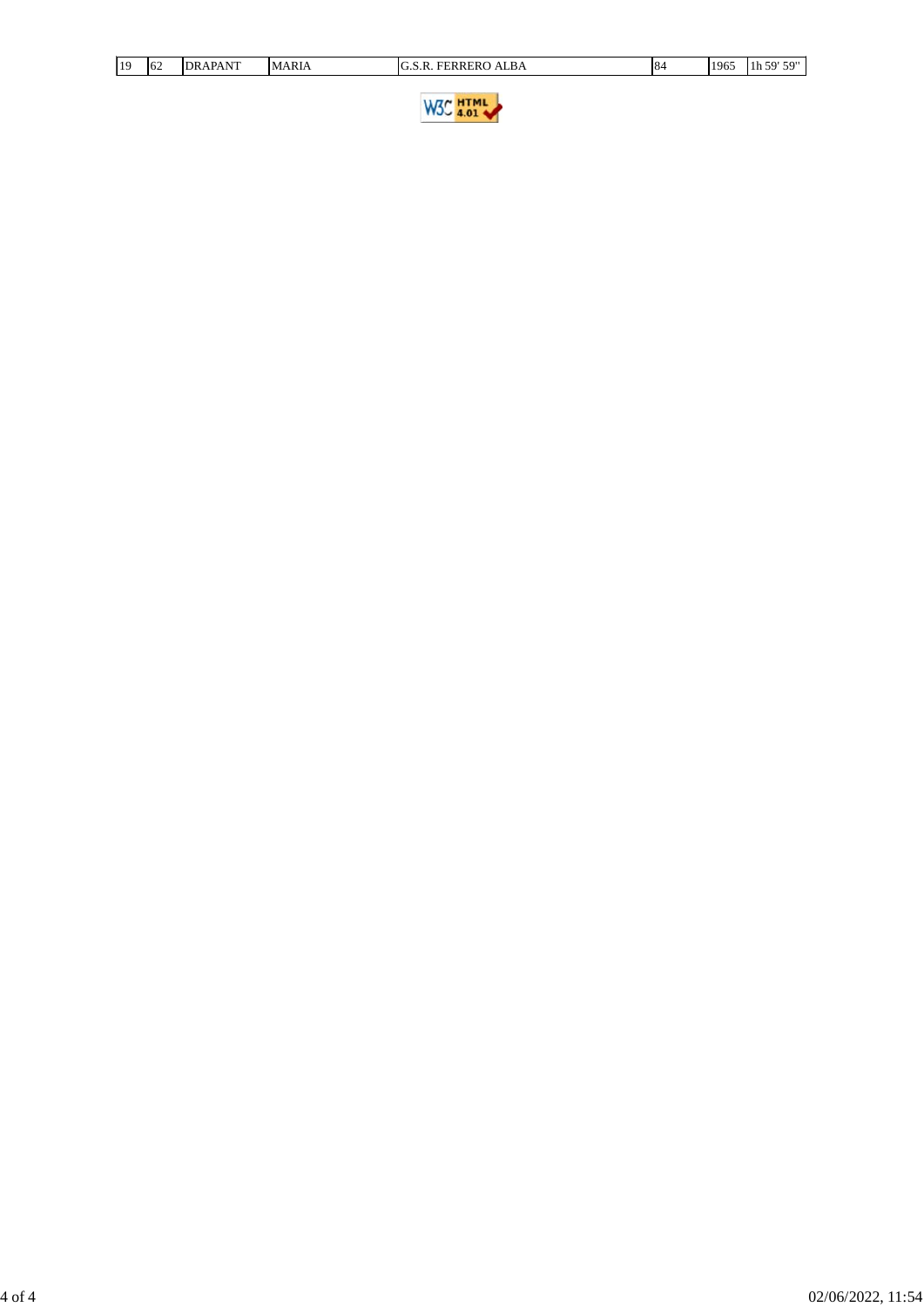| | | | | | | | |
|---|---|---|---|---|---|---|---|
| 19 | 62 | DRAPANT | MARIA | G.S.R. FERRERO ALBA | 84 | 1965 | 1h 59' 59'' |